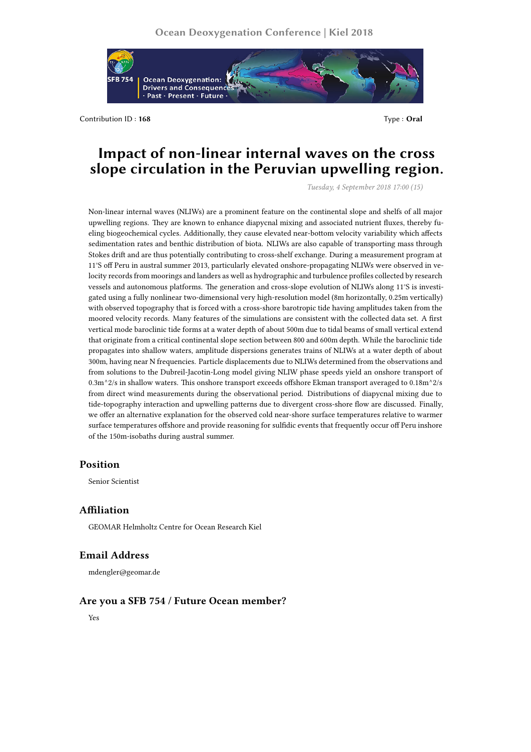Contribution ID : **168** Type : **Oral**

# Impact of non-linear internal waves on the cross slope circulation in the Peruvian upwelling region.

*Tuesday, 4 September 2018 17:00 (15)*

Non-linear internal waves (NLIWs) are a prominent feature on the continental slope and shelfs of all major upwelling regions. They are known to enhance diapycnal mixing and associated nutrient fluxes, thereby fueling biogeochemical cycles. Additionally, they cause elevated near-bottom velocity variability which affects sedimentation rates and benthic distribution of biota. NLIWs are also capable of transporting mass through Stokes drift and are thus potentially contributing to cross-shelf exchange. During a measurement program at 11°S off Peru in austral summer 2013, particularly elevated onshore-propagating NLIWs were observed in velocity records from moorings and landers as well as hydrographic and turbulence profiles collected by research vessels and autonomous platforms. The generation and cross-slope evolution of NLIWs along 11°S is investigated using a fully nonlinear two-dimensional very high-resolution model (8m horizontally, 0.25m vertically) with observed topography that is forced with a cross-shore barotropic tide having amplitudes taken from the moored velocity records. Many features of the simulations are consistent with the collected data set. A first vertical mode baroclinic tide forms at a water depth of about 500m due to tidal beams of small vertical extend that originate from a critical continental slope section between 800 and 600m depth. While the baroclinic tide propagates into shallow waters, amplitude dispersions generates trains of NLIWs at a water depth of about 300m, having near N frequencies. Particle displacements due to NLIWs determined from the observations and from solutions to the Dubreil-Jacotin-Long model giving NLIW phase speeds yield an onshore transport of 0.3m^2/s in shallow waters. This onshore transport exceeds offshore Ekman transport averaged to 0.18m^2/s from direct wind measurements during the observational period. Distributions of diapycnal mixing due to tide-topography interaction and upwelling patterns due to divergent cross-shore flow are discussed. Finally, we offer an alternative explanation for the observed cold near-shore surface temperatures relative to warmer surface temperatures offshore and provide reasoning for sulfidic events that frequently occur off Peru inshore of the 150m-isobaths during austral summer.

## Position

Senior Scientist

## Affiliation

GEOMAR Helmholtz Centre for Ocean Research Kiel

## Email Address

mdengler@geomar.de

## Are you a SFB 754 / Future Ocean member?

Yes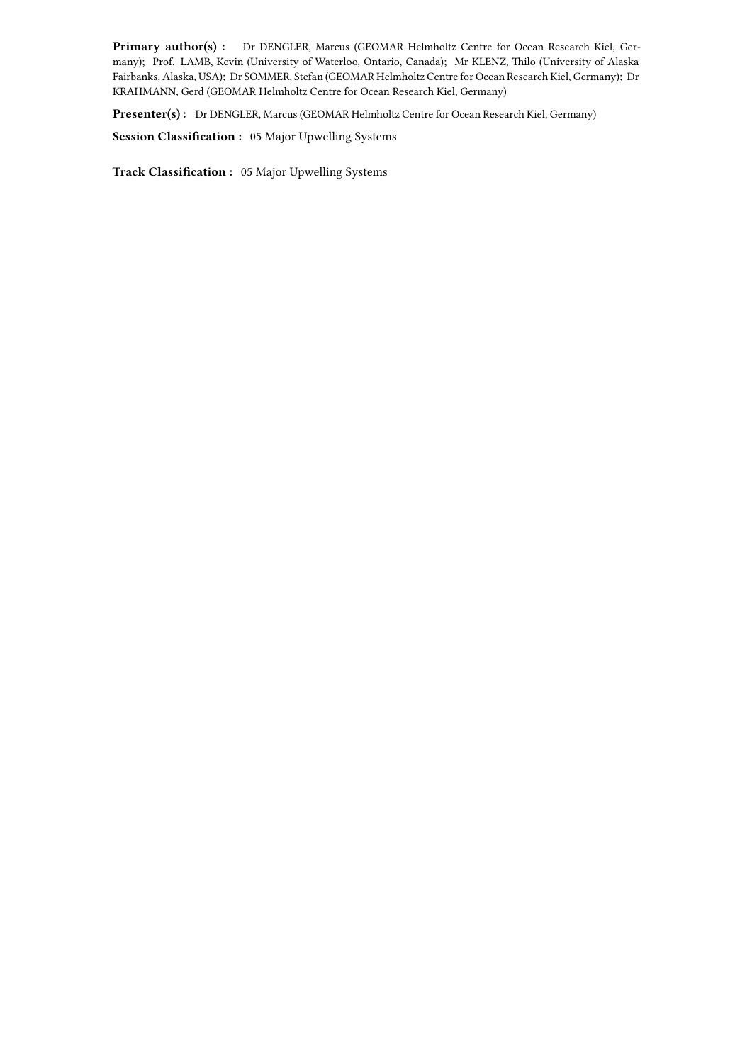**Primary author(s) :** Dr DENGLER, Marcus (GEOMAR Helmholtz Centre for Ocean Research Kiel, Germany); Prof. LAMB, Kevin (University of Waterloo, Ontario, Canada); Mr KLENZ, Thilo (University of Alaska Fairbanks, Alaska, USA); Dr SOMMER, Stefan (GEOMAR Helmholtz Centre for Ocean Research Kiel, Germany); Dr KRAHMANN, Gerd (GEOMAR Helmholtz Centre for Ocean Research Kiel, Germany)

**Presenter(s) :** Dr DENGLER, Marcus (GEOMAR Helmholtz Centre for Ocean Research Kiel, Germany)

**Session Classification :** 05 Major Upwelling Systems

**Track Classification :** 05 Major Upwelling Systems